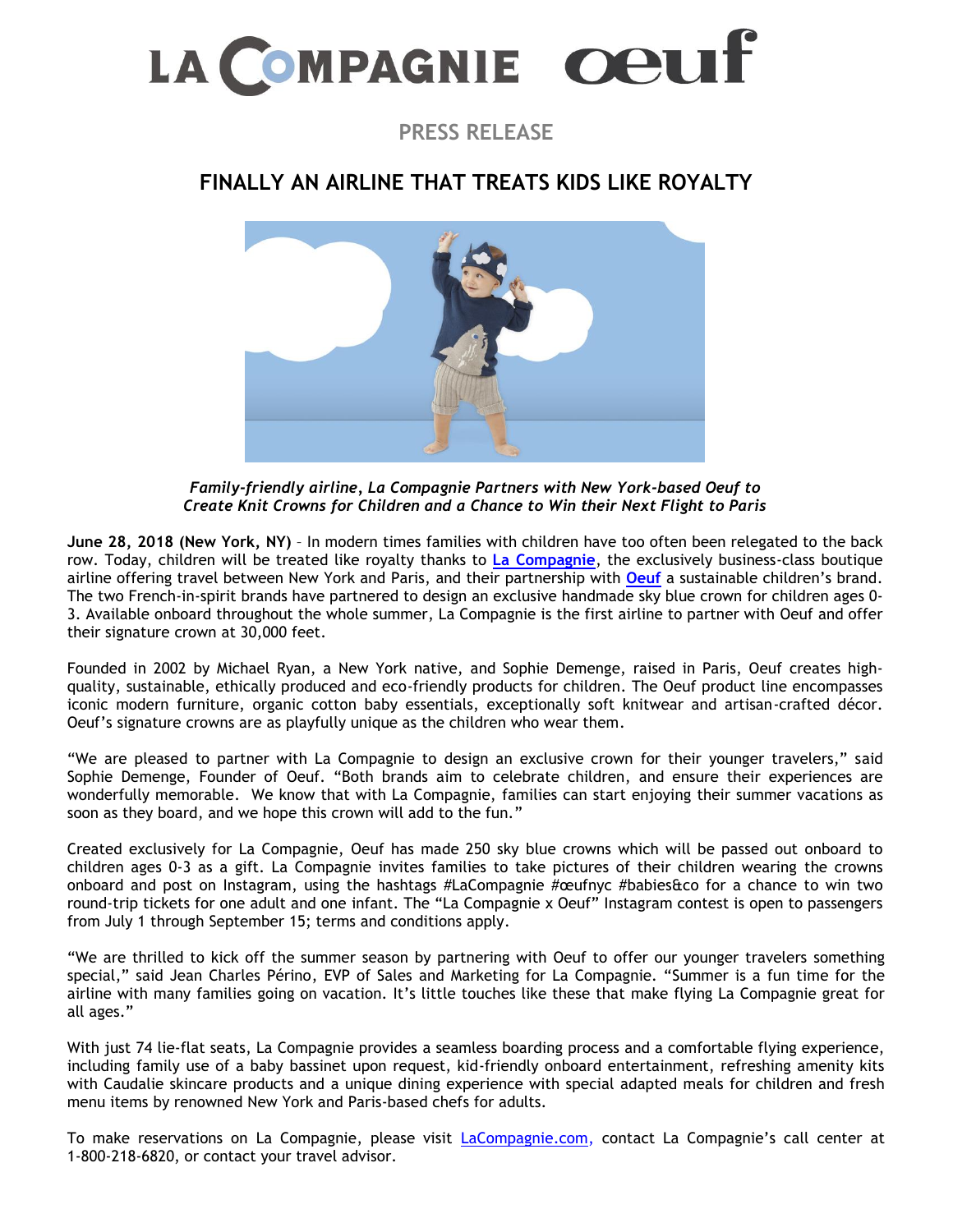LA COMPAGNIE oeuf

PRESS RELEASE

# FINALLY AN AIRLINE THAT TREATS KIDS LIKE ROYALTY

***Family-friendly airline, La Compagnie Partners with New York-based Oeuf to Create Knit Crowns for Children and a Chance to Win their Next Flight to Paris***

**June 28, 2018 (New York, NY)** – In modern times families with children have too often been relegated to the back row. Today, children will be treated like royalty thanks to **La Compagnie**, the exclusively business-class boutique airline offering travel between New York and Paris, and their partnership with **Oeuf** a sustainable children's brand. The two French-in-spirit brands have partnered to design an exclusive handmade sky blue crown for children ages 0-3. Available onboard throughout the whole summer, La Compagnie is the first airline to partner with Oeuf and offer their signature crown at 30,000 feet.

Founded in 2002 by Michael Ryan, a New York native, and Sophie Demenge, raised in Paris, Oeuf creates high-quality, sustainable, ethically produced and eco-friendly products for children. The Oeuf product line encompasses iconic modern furniture, organic cotton baby essentials, exceptionally soft knitwear and artisan-crafted décor. Oeuf's signature crowns are as playfully unique as the children who wear them.

"We are pleased to partner with La Compagnie to design an exclusive crown for their younger travelers," said Sophie Demenge, Founder of Oeuf. "Both brands aim to celebrate children, and ensure their experiences are wonderfully memorable. We know that with La Compagnie, families can start enjoying their summer vacations as soon as they board, and we hope this crown will add to the fun."

Created exclusively for La Compagnie, Oeuf has made 250 sky blue crowns which will be passed out onboard to children ages 0-3 as a gift. La Compagnie invites families to take pictures of their children wearing the crowns onboard and post on Instagram, using the hashtags #LaCompagnie #œufnyc #babies&co for a chance to win two round-trip tickets for one adult and one infant. The "La Compagnie x Oeuf" Instagram contest is open to passengers from July 1 through September 15; terms and conditions apply.

"We are thrilled to kick off the summer season by partnering with Oeuf to offer our younger travelers something special," said Jean Charles Périno, EVP of Sales and Marketing for La Compagnie. "Summer is a fun time for the airline with many families going on vacation. It's little touches like these that make flying La Compagnie great for all ages."

With just 74 lie-flat seats, La Compagnie provides a seamless boarding process and a comfortable flying experience, including family use of a baby bassinet upon request, kid-friendly onboard entertainment, refreshing amenity kits with Caudalie skincare products and a unique dining experience with special adapted meals for children and fresh menu items by renowned New York and Paris-based chefs for adults.

To make reservations on La Compagnie, please visit LaCompagnie.com, contact La Compagnie's call center at 1-800-218-6820, or contact your travel advisor.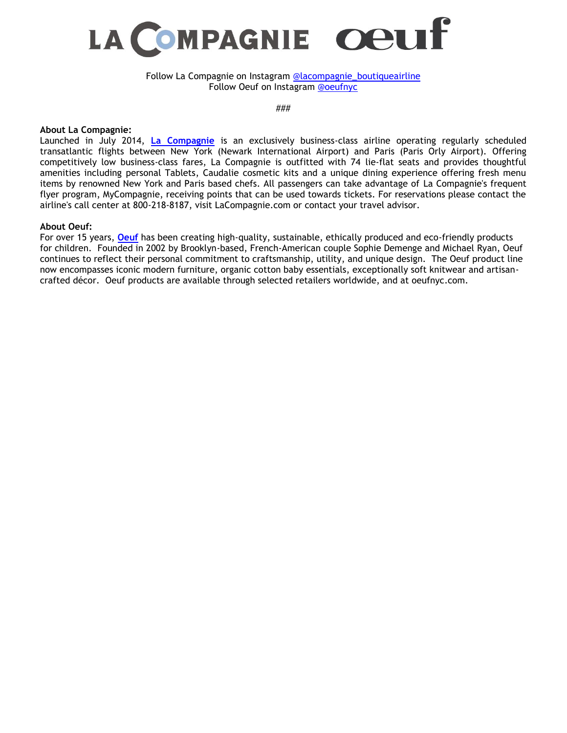LA COMPAGNIE oeuf

Follow La Compagnie on Instagram @lacompagnie_boutiqueairline
Follow Oeuf on Instagram @oeufnyc

###

**About La Compagnie:**
Launched in July 2014, **La Compagnie** is an exclusively business-class airline operating regularly scheduled transatlantic flights between New York (Newark International Airport) and Paris (Paris Orly Airport). Offering competitively low business-class fares, La Compagnie is outfitted with 74 lie-flat seats and provides thoughtful amenities including personal Tablets, Caudalie cosmetic kits and a unique dining experience offering fresh menu items by renowned New York and Paris based chefs. All passengers can take advantage of La Compagnie's frequent flyer program, MyCompagnie, receiving points that can be used towards tickets. For reservations please contact the airline's call center at 800-218-8187, visit LaCompagnie.com or contact your travel advisor.

**About Oeuf:**
For over 15 years, **Oeuf** has been creating high-quality, sustainable, ethically produced and eco-friendly products for children. Founded in 2002 by Brooklyn-based, French-American couple Sophie Demenge and Michael Ryan, Oeuf continues to reflect their personal commitment to craftsmanship, utility, and unique design. The Oeuf product line now encompasses iconic modern furniture, organic cotton baby essentials, exceptionally soft knitwear and artisan-crafted décor. Oeuf products are available through selected retailers worldwide, and at oeufnyc.com.